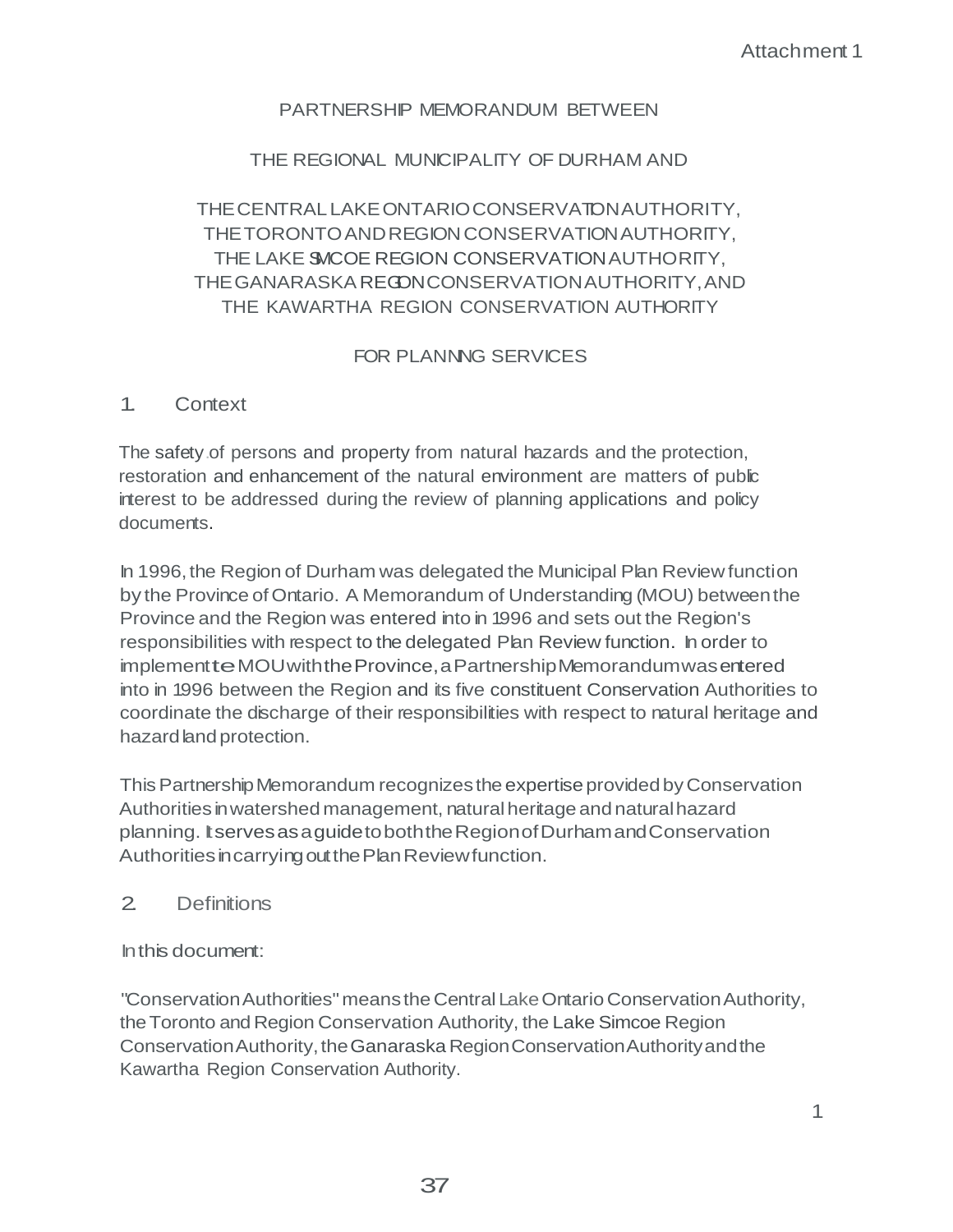Attachment 1

# PARTNERSHIP MEMORANDUM BETWEEN

# THE REGIONAL MUNICIPALITY OF DURHAM AND

# THE CENTRAL LAKE ONTARIO CONSERVATION AUTHORITY, THE TORONTO AND REGION CONSERVATION AUTHORITY, THE LAKE SIMCOE REGION CONSERVATION AUTHORITY, THE GANARASKA REGION CONSERVATION AUTHORITY, AND THE KAWARTHA REGION CONSERVATION AUTHORITY

# FOR PLANNING SERVICES

## 1. Context

The safety of persons and property from natural hazards and the protection, restoration and enhancement of the natural environment are matters of public interest to be addressed during the review of planning applications and policy documents.

In 1996, the Region of Durham was delegated the Municipal Plan Review function by the Province of Ontario. A Memorandum of Understanding (MOU) between the Province and the Region was entered into in 1996 and sets out the Region's responsibilities with respect to the delegated Plan Review function. In order to implement the MOU with the Province, a Partnership Memorandum was entered into in 1996 between the Region and its five constituent Conservation Authorities to coordinate the discharge of their responsibilities with respect to natural heritage and hazard land protection.

This Partnership Memorandum recognizes the expertise provided by Conservation Authorities in watershed management, natural heritage and natural hazard planning. It serves as a guide to both the Region of Durham and Conservation Authorities in carrying out the Plan Review function.

## 2. Definitions

In this document:

"Conservation Authorities" means the Central Lake Ontario Conservation Authority, the Toronto and Region Conservation Authority, the Lake Simcoe Region Conservation Authority, the Ganaraska Region Conservation Authority and the Kawartha Region Conservation Authority.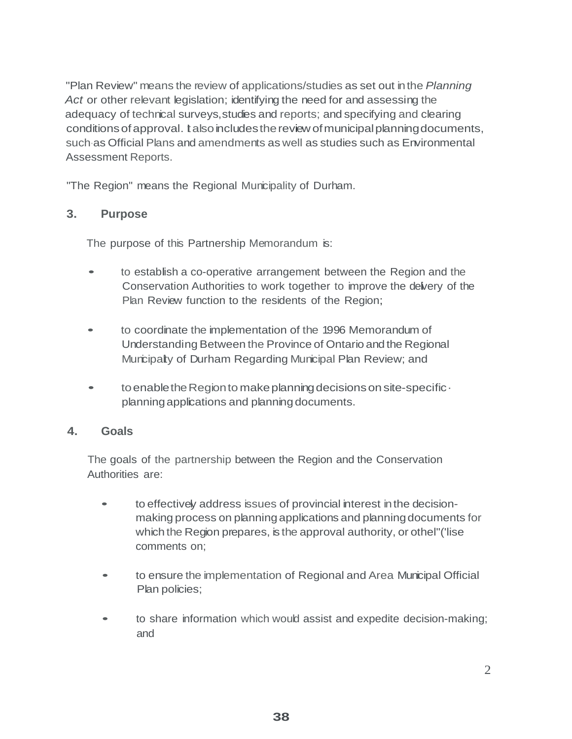"Plan Review" means the review of applications/studies as set out in the *Planning Act* or other relevant legislation; identifying the need for and assessing the adequacy of technical surveys, studies and reports; and specifying and clearing conditions of approval. It also includes the review of municipal planning documents, such as Official Plans and amendments as well as studies such as Environmental Assessment Reports.

"The Region" means the Regional Municipality of Durham.

## 3. Purpose

The purpose of this Partnership Memorandum is:

- to establish a co-operative arrangement between the Region and the Conservation Authorities to work together to improve the delivery of the Plan Review function to the residents of the Region;
- to coordinate the implementation of the 1996 Memorandum of Understanding Between the Province of Ontario and the Regional Municipality of Durham Regarding Municipal Plan Review; and
- to enable the Region to make planning decisions on site-specific planning applications and planning documents.

## 4. Goals

The goals of the partnership between the Region and the Conservation Authorities are:

- to effectively address issues of provincial interest in the decision-making process on planning applications and planning documents for which the Region prepares, is the approval authority, or otherwise comments on;
- to ensure the implementation of Regional and Area Municipal Official Plan policies;
- to share information which would assist and expedite decision-making; and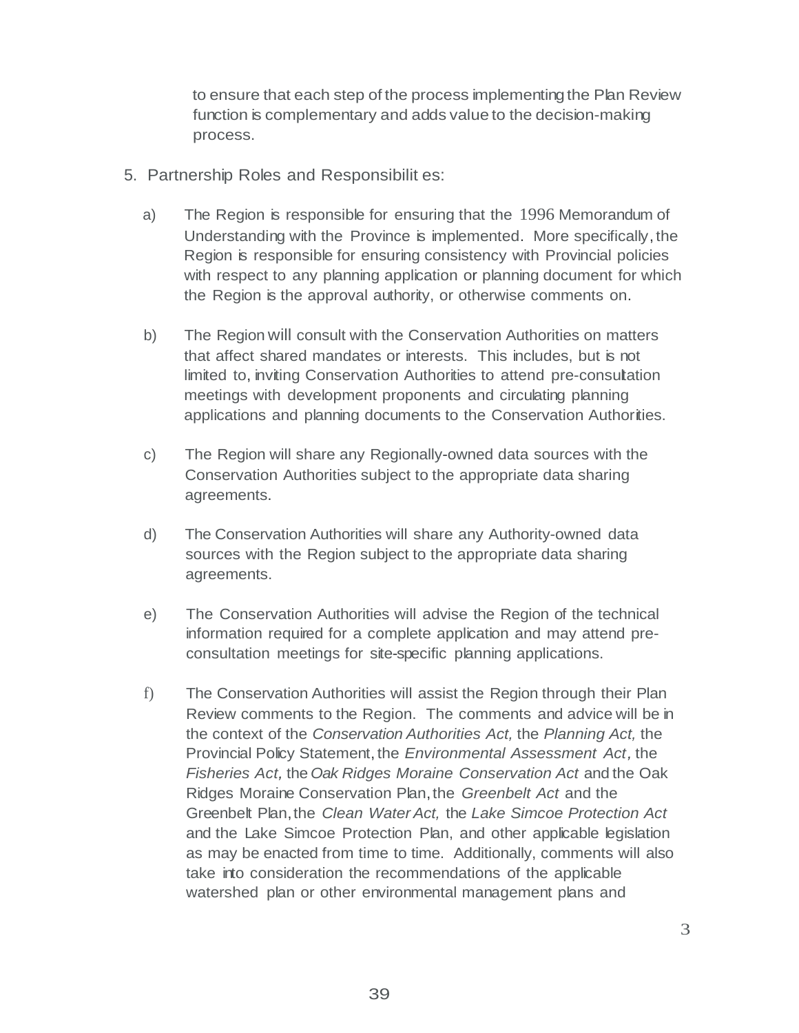to ensure that each step of the process implementing the Plan Review function is complementary and adds value to the decision-making process.

5. Partnership Roles and Responsibilit es:

   a) The Region is responsible for ensuring that the 1996 Memorandum of Understanding with the Province is implemented. More specifically, the Region is responsible for ensuring consistency with Provincial policies with respect to any planning application or planning document for which the Region is the approval authority, or otherwise comments on.

   b) The Region will consult with the Conservation Authorities on matters that affect shared mandates or interests. This includes, but is not limited to, inviting Conservation Authorities to attend pre-consultation meetings with development proponents and circulating planning applications and planning documents to the Conservation Authorities.

   c) The Region will share any Regionally-owned data sources with the Conservation Authorities subject to the appropriate data sharing agreements.

   d) The Conservation Authorities will share any Authority-owned data sources with the Region subject to the appropriate data sharing agreements.

   e) The Conservation Authorities will advise the Region of the technical information required for a complete application and may attend pre-consultation meetings for site-specific planning applications.

   f) The Conservation Authorities will assist the Region through their Plan Review comments to the Region. The comments and advice will be in the context of the *Conservation Authorities Act,* the *Planning Act,* the Provincial Policy Statement, the *Environmental Assessment Act,* the *Fisheries Act,* the *Oak Ridges Moraine Conservation Act* and the Oak Ridges Moraine Conservation Plan, the *Greenbelt Act* and the Greenbelt Plan, the *Clean Water Act,* the *Lake Simcoe Protection Act* and the Lake Simcoe Protection Plan, and other applicable legislation as may be enacted from time to time. Additionally, comments will also take into consideration the recommendations of the applicable watershed plan or other environmental management plans and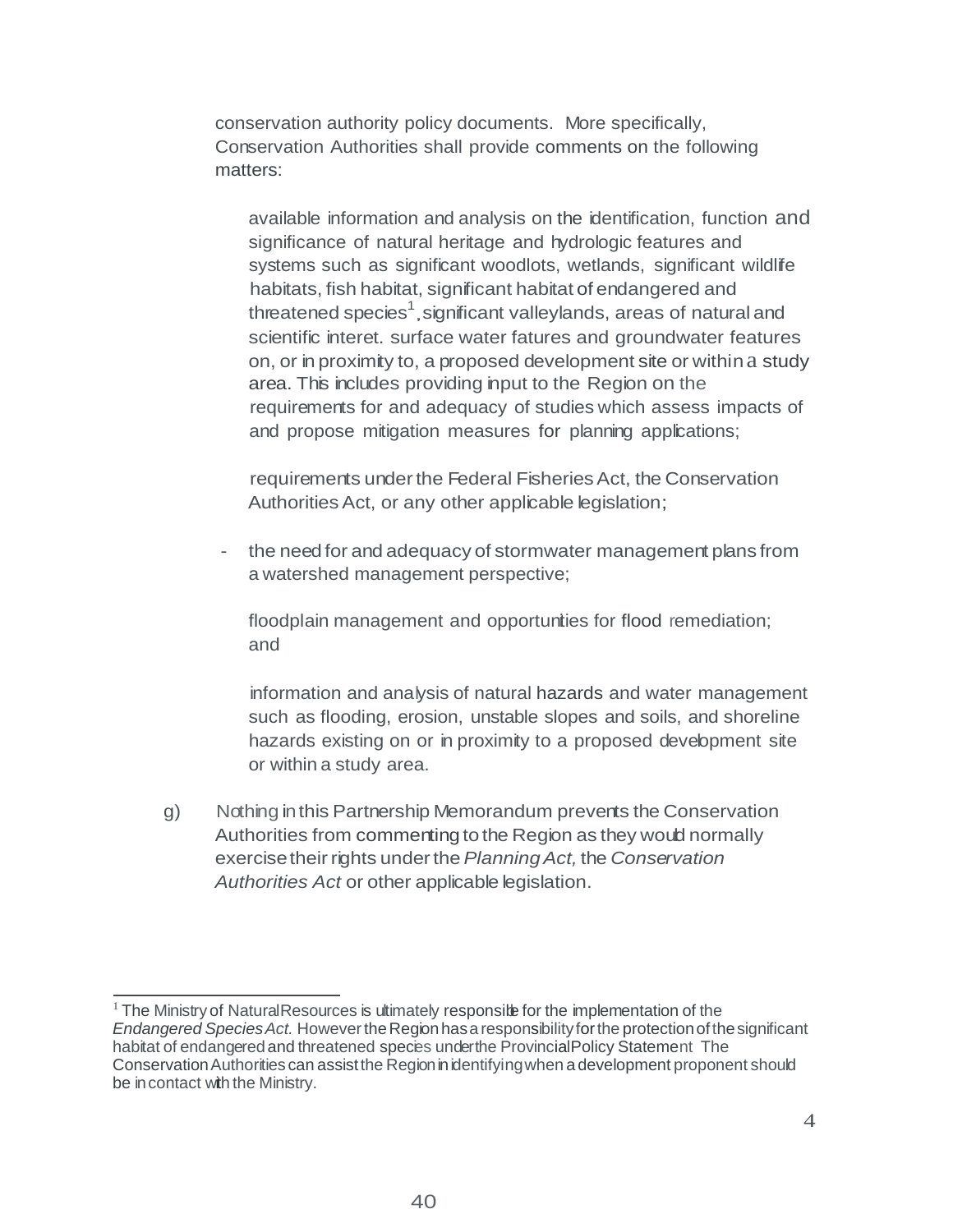conservation authority policy documents. More specifically, Conservation Authorities shall provide comments on the following matters:

- available information and analysis on the identification, function and significance of natural heritage and hydrologic features and systems such as significant woodlots, wetlands, significant wildlife habitats, fish habitat, significant habitat of endangered and threatened species[1], significant valleylands, areas of natural and scientific interet. surface water fatures and groundwater features on, or in proximity to, a proposed development site or within a study area. This includes providing input to the Region on the requirements for and adequacy of studies which assess impacts of and propose mitigation measures for planning applications;

- requirements under the Federal Fisheries Act, the Conservation Authorities Act, or any other applicable legislation;

- the need for and adequacy of stormwater management plans from a watershed management perspective;

- floodplain management and opportunties for flood remediation; and

- information and analysis of natural hazards and water management such as flooding, erosion, unstable slopes and soils, and shoreline hazards existing on or in proximity to a proposed development site or within a study area.

g) Nothing in this Partnership Memorandum prevents the Conservation Authorities from commenting to the Region as they would normally exercise their rights under the *Planning Act,* the *Conservation Authorities Act* or other applicable legislation.

---

[1] The Ministry of Natural Resources is ultimately responsible for the implementation of the *Endangered Species Act.* However the Region has a responsibility for the protection of the significant habitat of endangered and threatened species under the Provincial Policy Statement The Conservation Authorities can assist the Region in identifying when a development proponent should be in contact with the Ministry.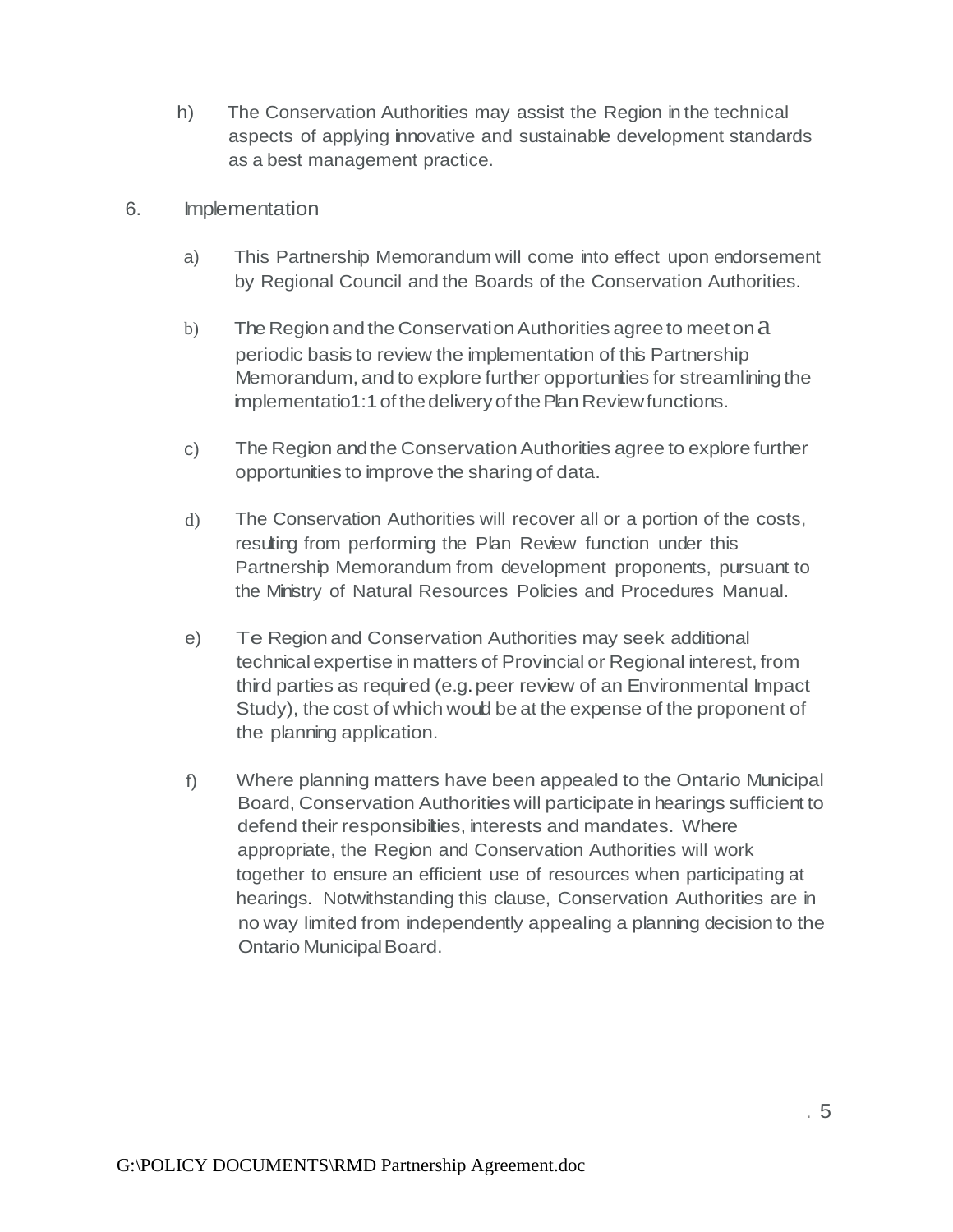h) The Conservation Authorities may assist the Region in the technical aspects of applying innovative and sustainable development standards as a best management practice.

6. Implementation

a) This Partnership Memorandum will come into effect upon endorsement by Regional Council and the Boards of the Conservation Authorities.

b) The Region and the Conservation Authorities agree to meet on a periodic basis to review the implementation of this Partnership Memorandum, and to explore further opportunities for streamlining the implementatio1:1 of the delivery of the Plan Review functions.

c) The Region and the Conservation Authorities agree to explore further opportunities to improve the sharing of data.

d) The Conservation Authorities will recover all or a portion of the costs, resulting from performing the Plan Review function under this Partnership Memorandum from development proponents, pursuant to the Ministry of Natural Resources Policies and Procedures Manual.

e) Te Region and Conservation Authorities may seek additional technical expertise in matters of Provincial or Regional interest, from third parties as required (e.g. peer review of an Environmental Impact Study), the cost of which would be at the expense of the proponent of the planning application.

f) Where planning matters have been appealed to the Ontario Municipal Board, Conservation Authorities will participate in hearings sufficient to defend their responsibilities, interests and mandates. Where appropriate, the Region and Conservation Authorities will work together to ensure an efficient use of resources when participating at hearings. Notwithstanding this clause, Conservation Authorities are in no way limited from independently appealing a planning decision to the Ontario Municipal Board.